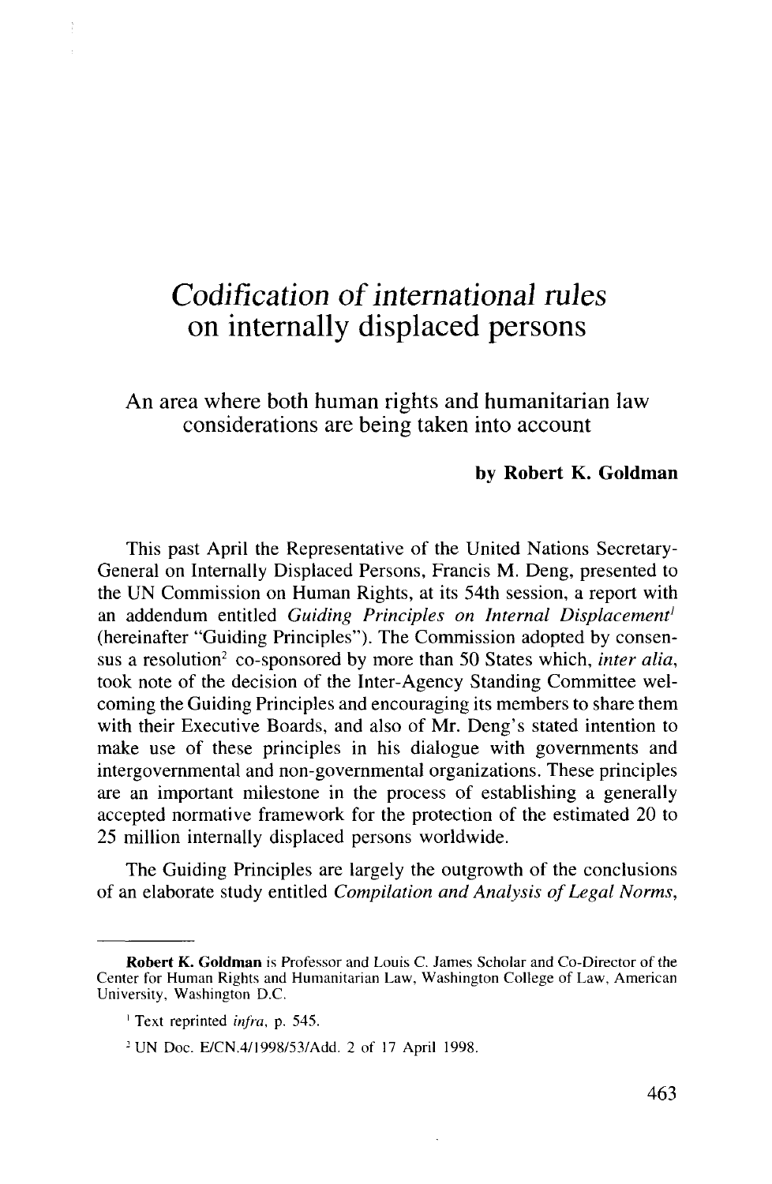# *Codification of international rules on internally displaced persons*

## An area where both human rights and humanitarian law considerations are being taken into account

**by Robert K. Goldman**

This past April the Representative of the United Nations Secretary-General on Internally Displaced Persons, Francis M. Deng, presented to the UN Commission on Human Rights, at its 54th session, a report with an addendum entitled *Guiding Principles on Internal Displacement*[1] (hereinafter "Guiding Principles"). The Commission adopted by consensus a resolution[2] co-sponsored by more than 50 States which, *inter alia*, took note of the decision of the Inter-Agency Standing Committee welcoming the Guiding Principles and encouraging its members to share them with their Executive Boards, and also of Mr. Deng's stated intention to make use of these principles in his dialogue with governments and intergovernmental and non-governmental organizations. These principles are an important milestone in the process of establishing a generally accepted normative framework for the protection of the estimated 20 to 25 million internally displaced persons worldwide.

The Guiding Principles are largely the outgrowth of the conclusions of an elaborate study entitled *Compilation and Analysis of Legal Norms*,

---

**Robert K. Goldman** is Professor and Louis C. James Scholar and Co-Director of the Center for Human Rights and Humanitarian Law, Washington College of Law, American University, Washington D.C.

[1] Text reprinted *infra*, p. 545.

[2] UN Doc. E/CN.4/1998/53/Add. 2 of 17 April 1998.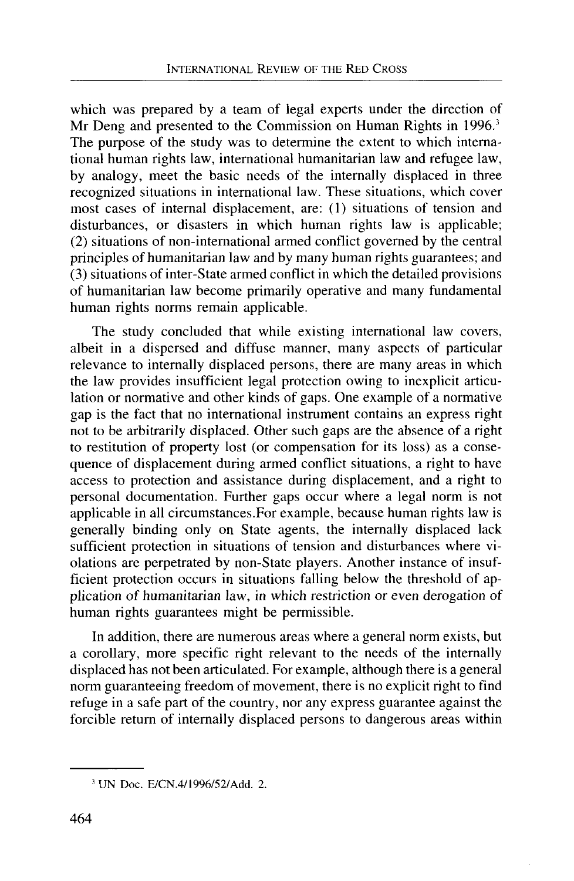which was prepared by a team of legal experts under the direction of Mr Deng and presented to the Commission on Human Rights in 1996.[3] The purpose of the study was to determine the extent to which international human rights law, international humanitarian law and refugee law, by analogy, meet the basic needs of the internally displaced in three recognized situations in international law. These situations, which cover most cases of internal displacement, are: (1) situations of tension and disturbances, or disasters in which human rights law is applicable; (2) situations of non-international armed conflict governed by the central principles of humanitarian law and by many human rights guarantees; and (3) situations of inter-State armed conflict in which the detailed provisions of humanitarian law become primarily operative and many fundamental human rights norms remain applicable.

The study concluded that while existing international law covers, albeit in a dispersed and diffuse manner, many aspects of particular relevance to internally displaced persons, there are many areas in which the law provides insufficient legal protection owing to inexplicit articulation or normative and other kinds of gaps. One example of a normative gap is the fact that no international instrument contains an express right not to be arbitrarily displaced. Other such gaps are the absence of a right to restitution of property lost (or compensation for its loss) as a consequence of displacement during armed conflict situations, a right to have access to protection and assistance during displacement, and a right to personal documentation. Further gaps occur where a legal norm is not applicable in all circumstances.For example, because human rights law is generally binding only on State agents, the internally displaced lack sufficient protection in situations of tension and disturbances where violations are perpetrated by non-State players. Another instance of insufficient protection occurs in situations falling below the threshold of application of humanitarian law, in which restriction or even derogation of human rights guarantees might be permissible.

In addition, there are numerous areas where a general norm exists, but a corollary, more specific right relevant to the needs of the internally displaced has not been articulated. For example, although there is a general norm guaranteeing freedom of movement, there is no explicit right to find refuge in a safe part of the country, nor any express guarantee against the forcible return of internally displaced persons to dangerous areas within

[3] UN Doc. E/CN.4/1996/52/Add. 2.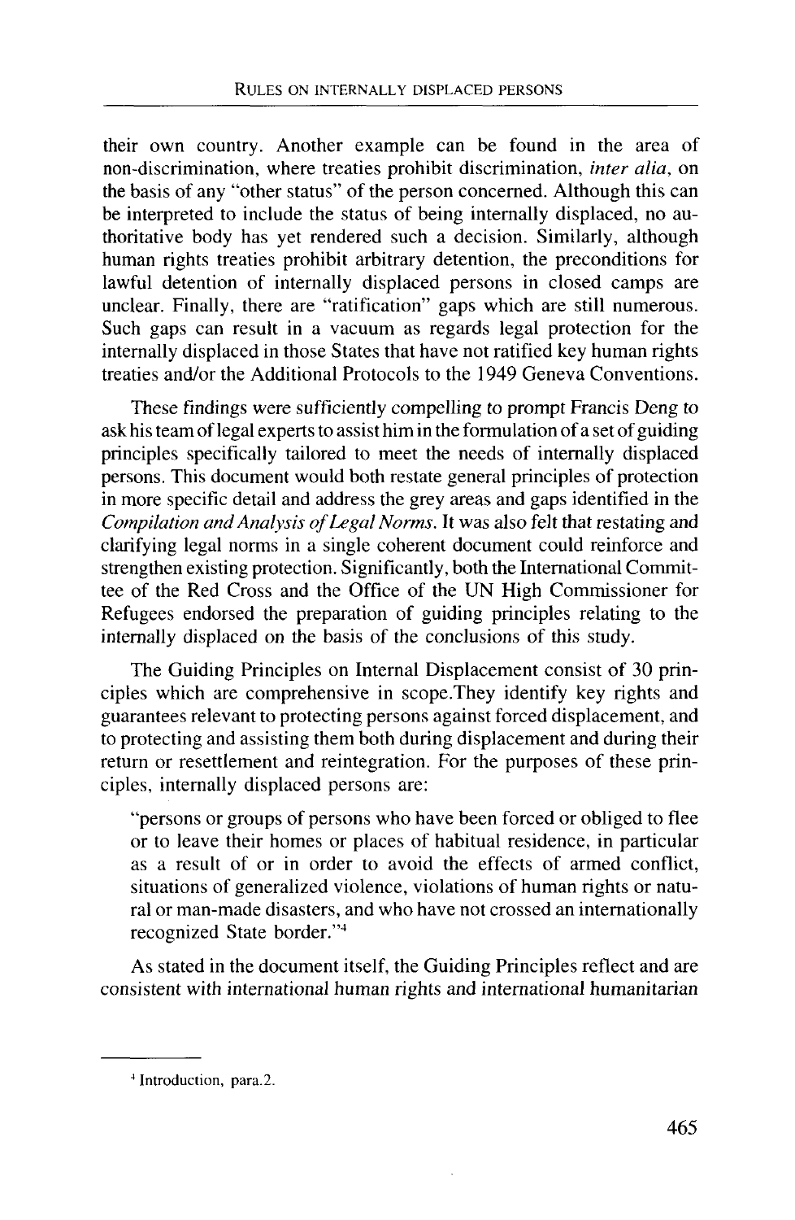their own country. Another example can be found in the area of non-discrimination, where treaties prohibit discrimination, *inter alia*, on the basis of any "other status" of the person concerned. Although this can be interpreted to include the status of being internally displaced, no authoritative body has yet rendered such a decision. Similarly, although human rights treaties prohibit arbitrary detention, the preconditions for lawful detention of internally displaced persons in closed camps are unclear. Finally, there are "ratification" gaps which are still numerous. Such gaps can result in a vacuum as regards legal protection for the internally displaced in those States that have not ratified key human rights treaties and/or the Additional Protocols to the 1949 Geneva Conventions.

These findings were sufficiently compelling to prompt Francis Deng to ask his team of legal experts to assist him in the formulation of a set of guiding principles specifically tailored to meet the needs of internally displaced persons. This document would both restate general principles of protection in more specific detail and address the grey areas and gaps identified in the *Compilation and Analysis of Legal Norms*. It was also felt that restating and clarifying legal norms in a single coherent document could reinforce and strengthen existing protection. Significantly, both the International Committee of the Red Cross and the Office of the UN High Commissioner for Refugees endorsed the preparation of guiding principles relating to the internally displaced on the basis of the conclusions of this study.

The Guiding Principles on Internal Displacement consist of 30 principles which are comprehensive in scope.They identify key rights and guarantees relevant to protecting persons against forced displacement, and to protecting and assisting them both during displacement and during their return or resettlement and reintegration. For the purposes of these principles, internally displaced persons are:

> "persons or groups of persons who have been forced or obliged to flee or to leave their homes or places of habitual residence, in particular as a result of or in order to avoid the effects of armed conflict, situations of generalized violence, violations of human rights or natural or man-made disasters, and who have not crossed an internationally recognized State border."[4]

As stated in the document itself, the Guiding Principles reflect and are consistent with international human rights and international humanitarian

---

[4] Introduction, para.2.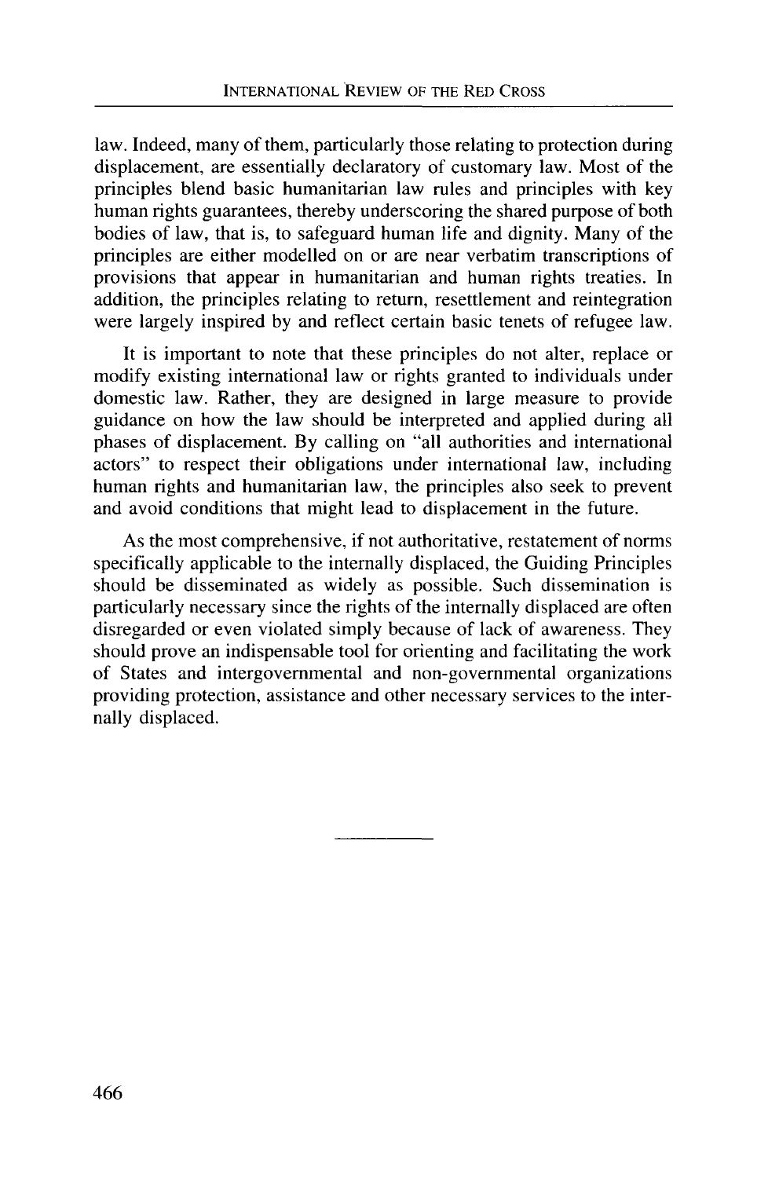law. Indeed, many of them, particularly those relating to protection during displacement, are essentially declaratory of customary law. Most of the principles blend basic humanitarian law rules and principles with key human rights guarantees, thereby underscoring the shared purpose of both bodies of law, that is, to safeguard human life and dignity. Many of the principles are either modelled on or are near verbatim transcriptions of provisions that appear in humanitarian and human rights treaties. In addition, the principles relating to return, resettlement and reintegration were largely inspired by and reflect certain basic tenets of refugee law.

It is important to note that these principles do not alter, replace or modify existing international law or rights granted to individuals under domestic law. Rather, they are designed in large measure to provide guidance on how the law should be interpreted and applied during all phases of displacement. By calling on "all authorities and international actors" to respect their obligations under international law, including human rights and humanitarian law, the principles also seek to prevent and avoid conditions that might lead to displacement in the future.

As the most comprehensive, if not authoritative, restatement of norms specifically applicable to the internally displaced, the Guiding Principles should be disseminated as widely as possible. Such dissemination is particularly necessary since the rights of the internally displaced are often disregarded or even violated simply because of lack of awareness. They should prove an indispensable tool for orienting and facilitating the work of States and intergovernmental and non-governmental organizations providing protection, assistance and other necessary services to the internally displaced.